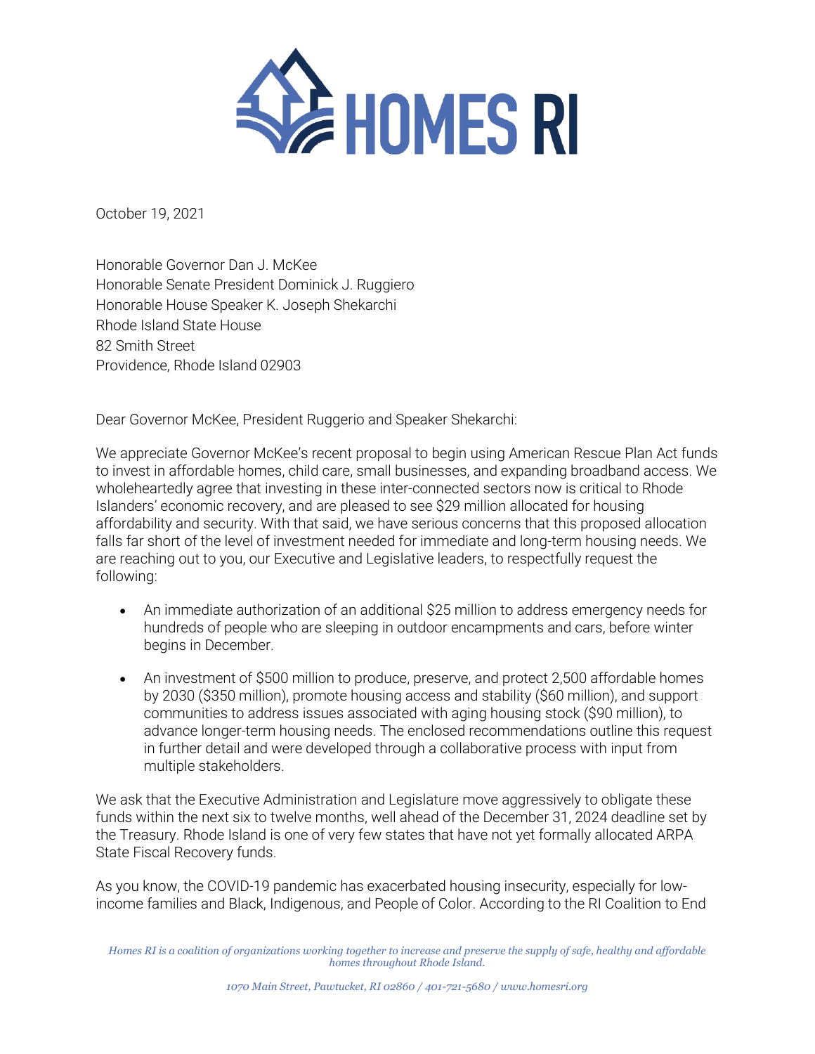# HOMES RI

October 19, 2021

Honorable Governor Dan J. McKee
Honorable Senate President Dominick J. Ruggiero
Honorable House Speaker K. Joseph Shekarchi
Rhode Island State House
82 Smith Street
Providence, Rhode Island 02903

Dear Governor McKee, President Ruggerio and Speaker Shekarchi:

We appreciate Governor McKee's recent proposal to begin using American Rescue Plan Act funds to invest in affordable homes, child care, small businesses, and expanding broadband access. We wholeheartedly agree that investing in these inter-connected sectors now is critical to Rhode Islanders' economic recovery, and are pleased to see $29 million allocated for housing affordability and security. With that said, we have serious concerns that this proposed allocation falls far short of the level of investment needed for immediate and long-term housing needs. We are reaching out to you, our Executive and Legislative leaders, to respectfully request the following:

- An immediate authorization of an additional $25 million to address emergency needs for hundreds of people who are sleeping in outdoor encampments and cars, before winter begins in December.
- An investment of $500 million to produce, preserve, and protect 2,500 affordable homes by 2030 ($350 million), promote housing access and stability ($60 million), and support communities to address issues associated with aging housing stock ($90 million), to advance longer-term housing needs. The enclosed recommendations outline this request in further detail and were developed through a collaborative process with input from multiple stakeholders.

We ask that the Executive Administration and Legislature move aggressively to obligate these funds within the next six to twelve months, well ahead of the December 31, 2024 deadline set by the Treasury. Rhode Island is one of very few states that have not yet formally allocated ARPA State Fiscal Recovery funds.

As you know, the COVID-19 pandemic has exacerbated housing insecurity, especially for low-income families and Black, Indigenous, and People of Color. According to the RI Coalition to End

*Homes RI is a coalition of organizations working together to increase and preserve the supply of safe, healthy and affordable homes throughout Rhode Island.*

*1070 Main Street, Pawtucket, RI 02860 / 401-721-5680 / www.homesri.org*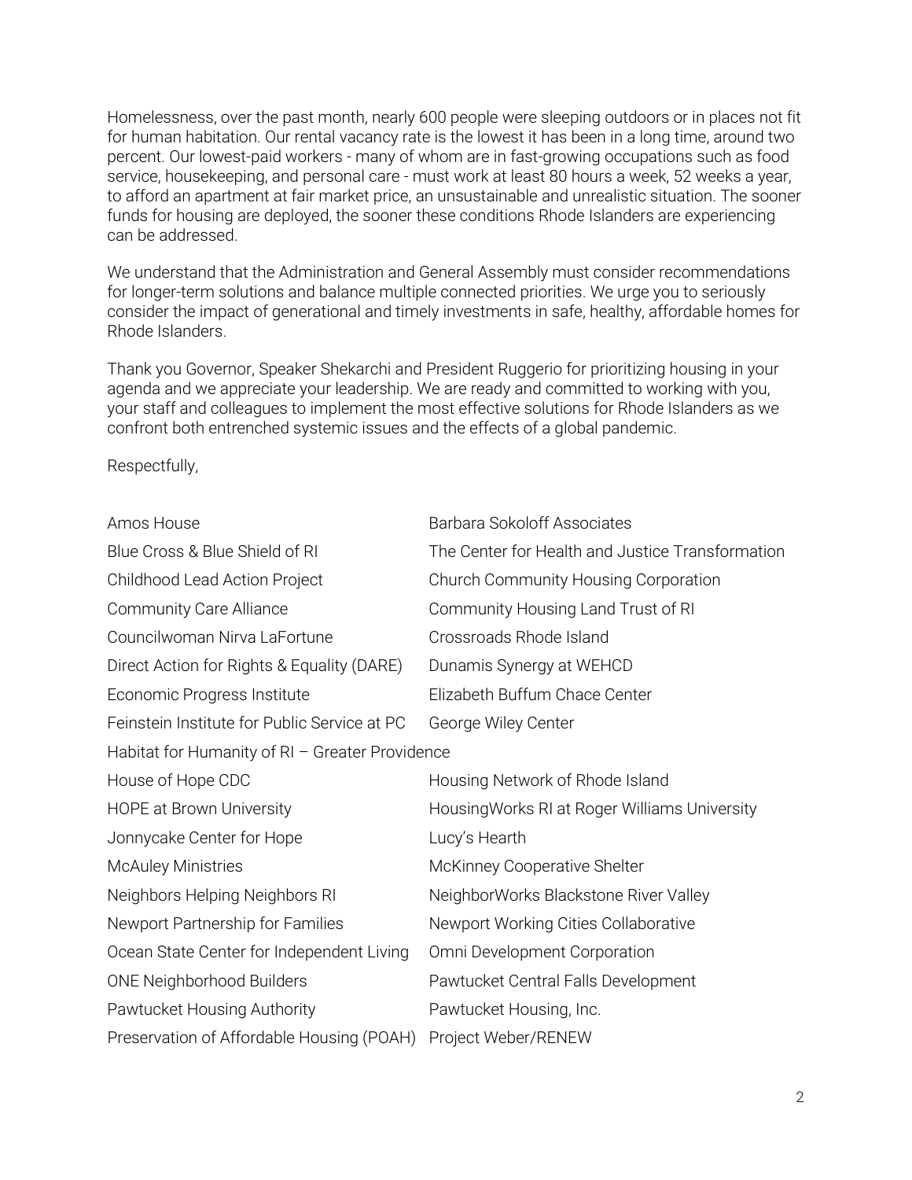Homelessness, over the past month, nearly 600 people were sleeping outdoors or in places not fit for human habitation. Our rental vacancy rate is the lowest it has been in a long time, around two percent. Our lowest-paid workers - many of whom are in fast-growing occupations such as food service, housekeeping, and personal care - must work at least 80 hours a week, 52 weeks a year, to afford an apartment at fair market price, an unsustainable and unrealistic situation. The sooner funds for housing are deployed, the sooner these conditions Rhode Islanders are experiencing can be addressed.

We understand that the Administration and General Assembly must consider recommendations for longer-term solutions and balance multiple connected priorities. We urge you to seriously consider the impact of generational and timely investments in safe, healthy, affordable homes for Rhode Islanders.

Thank you Governor, Speaker Shekarchi and President Ruggerio for prioritizing housing in your agenda and we appreciate your leadership. We are ready and committed to working with you, your staff and colleagues to implement the most effective solutions for Rhode Islanders as we confront both entrenched systemic issues and the effects of a global pandemic.

Respectfully,

Amos House
Barbara Sokoloff Associates
Blue Cross & Blue Shield of RI
The Center for Health and Justice Transformation
Childhood Lead Action Project
Church Community Housing Corporation
Community Care Alliance
Community Housing Land Trust of RI
Councilwoman Nirva LaFortune
Crossroads Rhode Island
Direct Action for Rights & Equality (DARE)
Dunamis Synergy at WEHCD
Economic Progress Institute
Elizabeth Buffum Chace Center
Feinstein Institute for Public Service at PC
George Wiley Center
Habitat for Humanity of RI – Greater Providence
House of Hope CDC
Housing Network of Rhode Island
HOPE at Brown University
HousingWorks RI at Roger Williams University
Jonnycake Center for Hope
Lucy's Hearth
McAuley Ministries
McKinney Cooperative Shelter
Neighbors Helping Neighbors RI
NeighborWorks Blackstone River Valley
Newport Partnership for Families
Newport Working Cities Collaborative
Ocean State Center for Independent Living
Omni Development Corporation
ONE Neighborhood Builders
Pawtucket Central Falls Development
Pawtucket Housing Authority
Pawtucket Housing, Inc.
Preservation of Affordable Housing (POAH)
Project Weber/RENEW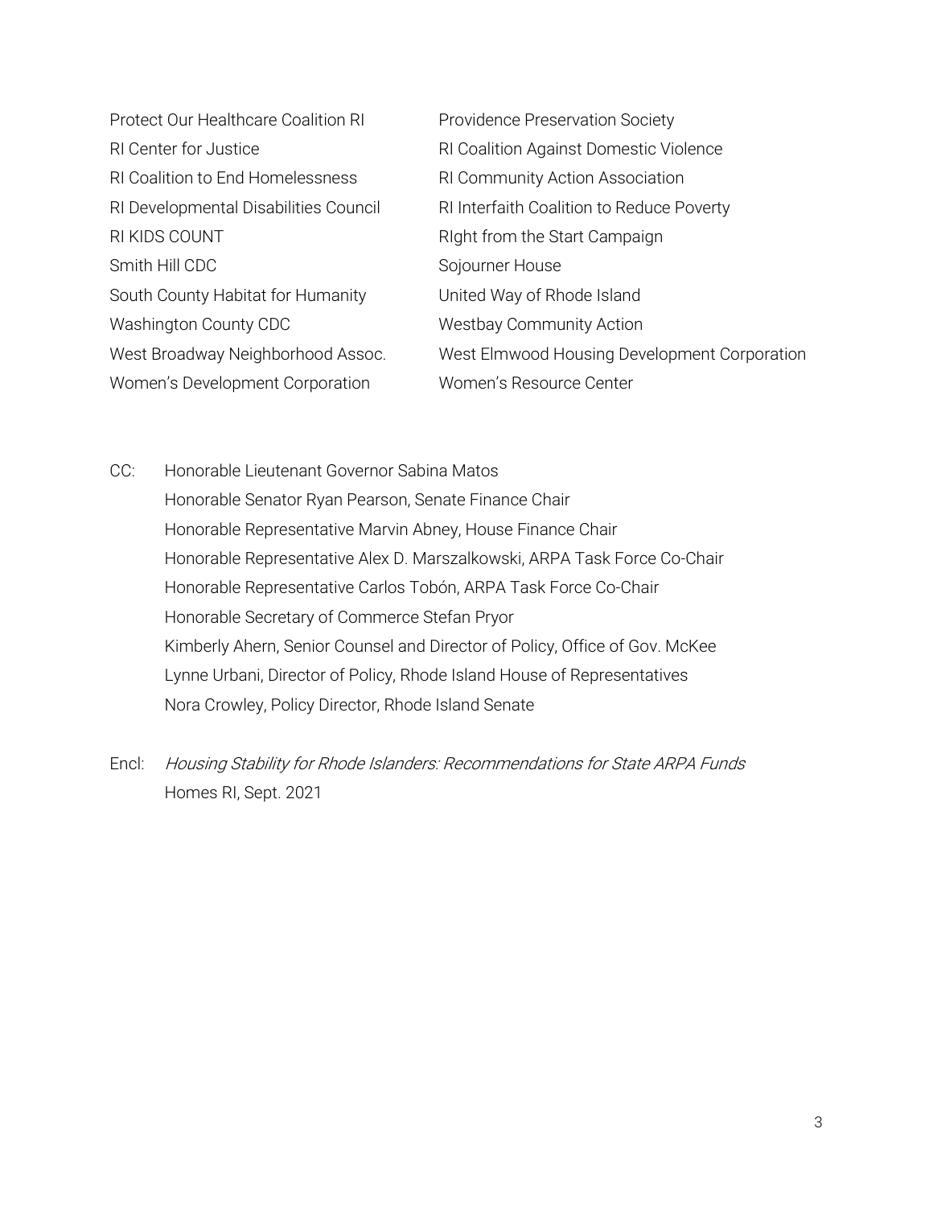Protect Our Healthcare Coalition RI
Providence Preservation Society
RI Center for Justice
RI Coalition Against Domestic Violence
RI Coalition to End Homelessness
RI Community Action Association
RI Developmental Disabilities Council
RI Interfaith Coalition to Reduce Poverty
RI KIDS COUNT
RIght from the Start Campaign
Smith Hill CDC
Sojourner House
South County Habitat for Humanity
United Way of Rhode Island
Washington County CDC
Westbay Community Action
West Broadway Neighborhood Assoc.
West Elmwood Housing Development Corporation
Women's Development Corporation
Women's Resource Center

CC: Honorable Lieutenant Governor Sabina Matos
Honorable Senator Ryan Pearson, Senate Finance Chair
Honorable Representative Marvin Abney, House Finance Chair
Honorable Representative Alex D. Marszalkowski, ARPA Task Force Co-Chair
Honorable Representative Carlos Tobón, ARPA Task Force Co-Chair
Honorable Secretary of Commerce Stefan Pryor
Kimberly Ahern, Senior Counsel and Director of Policy, Office of Gov. McKee
Lynne Urbani, Director of Policy, Rhode Island House of Representatives
Nora Crowley, Policy Director, Rhode Island Senate

Encl: *Housing Stability for Rhode Islanders: Recommendations for State ARPA Funds*
Homes RI, Sept. 2021